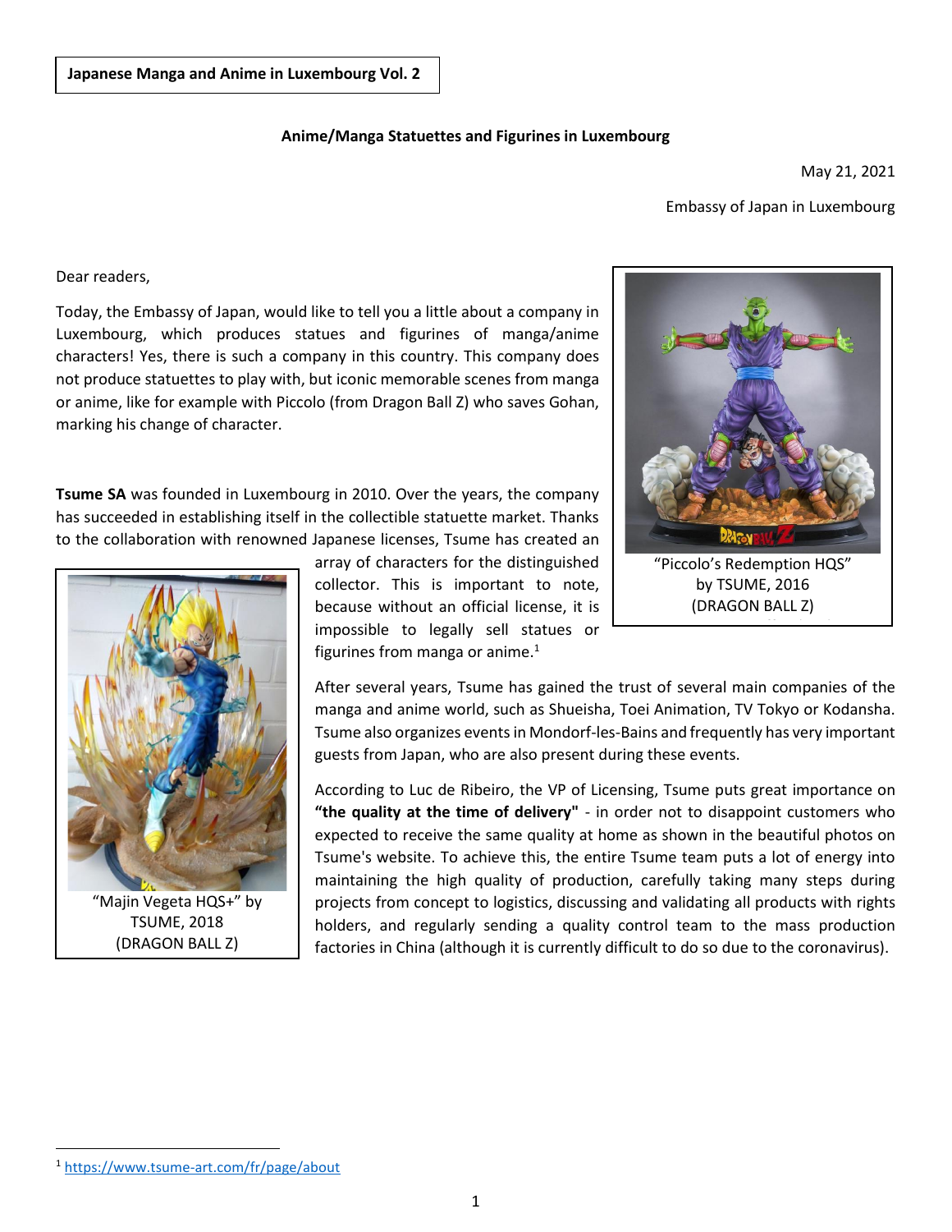**Japanese Manga and Anime in Luxembourg Vol. 2**

## Anime/Manga Statuettes and Figurines in Luxembourg

May 21, 2021

Embassy of Japan in Luxembourg

Dear readers,

Today, the Embassy of Japan, would like to tell you a little about a company in Luxembourg, which produces statues and figurines of manga/anime characters! Yes, there is such a company in this country. This company does not produce statuettes to play with, but iconic memorable scenes from manga or anime, like for example with Piccolo (from Dragon Ball Z) who saves Gohan, marking his change of character.

"Piccolo's Redemption HQS" by TSUME, 2016 (DRAGON BALL Z)

**Tsume SA** was founded in Luxembourg in 2010. Over the years, the company has succeeded in establishing itself in the collectible statuette market. Thanks to the collaboration with renowned Japanese licenses, Tsume has created an array of characters for the distinguished collector. This is important to note, because without an official license, it is impossible to legally sell statues or figurines from manga or anime.[1]

"Majin Vegeta HQS+" by TSUME, 2018 (DRAGON BALL Z)

After several years, Tsume has gained the trust of several main companies of the manga and anime world, such as Shueisha, Toei Animation, TV Tokyo or Kodansha. Tsume also organizes events in Mondorf-les-Bains and frequently has very important guests from Japan, who are also present during these events.

According to Luc de Ribeiro, the VP of Licensing, Tsume puts great importance on **"the quality at the time of delivery"** - in order not to disappoint customers who expected to receive the same quality at home as shown in the beautiful photos on Tsume's website. To achieve this, the entire Tsume team puts a lot of energy into maintaining the high quality of production, carefully taking many steps during projects from concept to logistics, discussing and validating all products with rights holders, and regularly sending a quality control team to the mass production factories in China (although it is currently difficult to do so due to the coronavirus).

[1] https://www.tsume-art.com/fr/page/about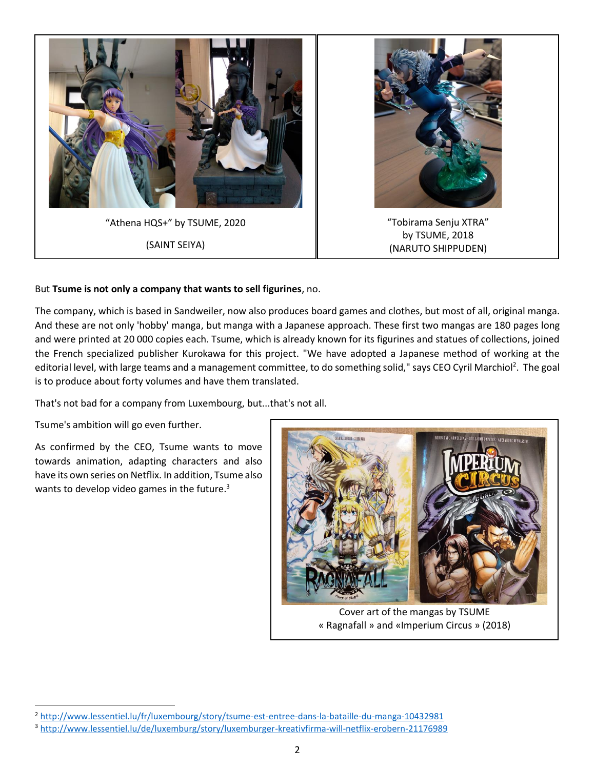"Athena HQS+" by TSUME, 2020

(SAINT SEIYA)

"Tobirama Senju XTRA" by TSUME, 2018 (NARUTO SHIPPUDEN)

But **Tsume is not only a company that wants to sell figurines**, no.

The company, which is based in Sandweiler, now also produces board games and clothes, but most of all, original manga. And these are not only 'hobby' manga, but manga with a Japanese approach. These first two mangas are 180 pages long and were printed at 20 000 copies each. Tsume, which is already known for its figurines and statues of collections, joined the French specialized publisher Kurokawa for this project. "We have adopted a Japanese method of working at the editorial level, with large teams and a management committee, to do something solid," says CEO Cyril Marchiol[2]. The goal is to produce about forty volumes and have them translated.

That's not bad for a company from Luxembourg, but...that's not all.

Tsume's ambition will go even further.

As confirmed by the CEO, Tsume wants to move towards animation, adapting characters and also have its own series on Netflix. In addition, Tsume also wants to develop video games in the future.[3]

Cover art of the mangas by TSUME « Ragnafall » and «Imperium Circus » (2018)

[2] http://www.lessentiel.lu/fr/luxembourg/story/tsume-est-entree-dans-la-bataille-du-manga-10432981

[3] http://www.lessentiel.lu/de/luxemburg/story/luxemburger-kreativfirma-will-netflix-erobern-21176989